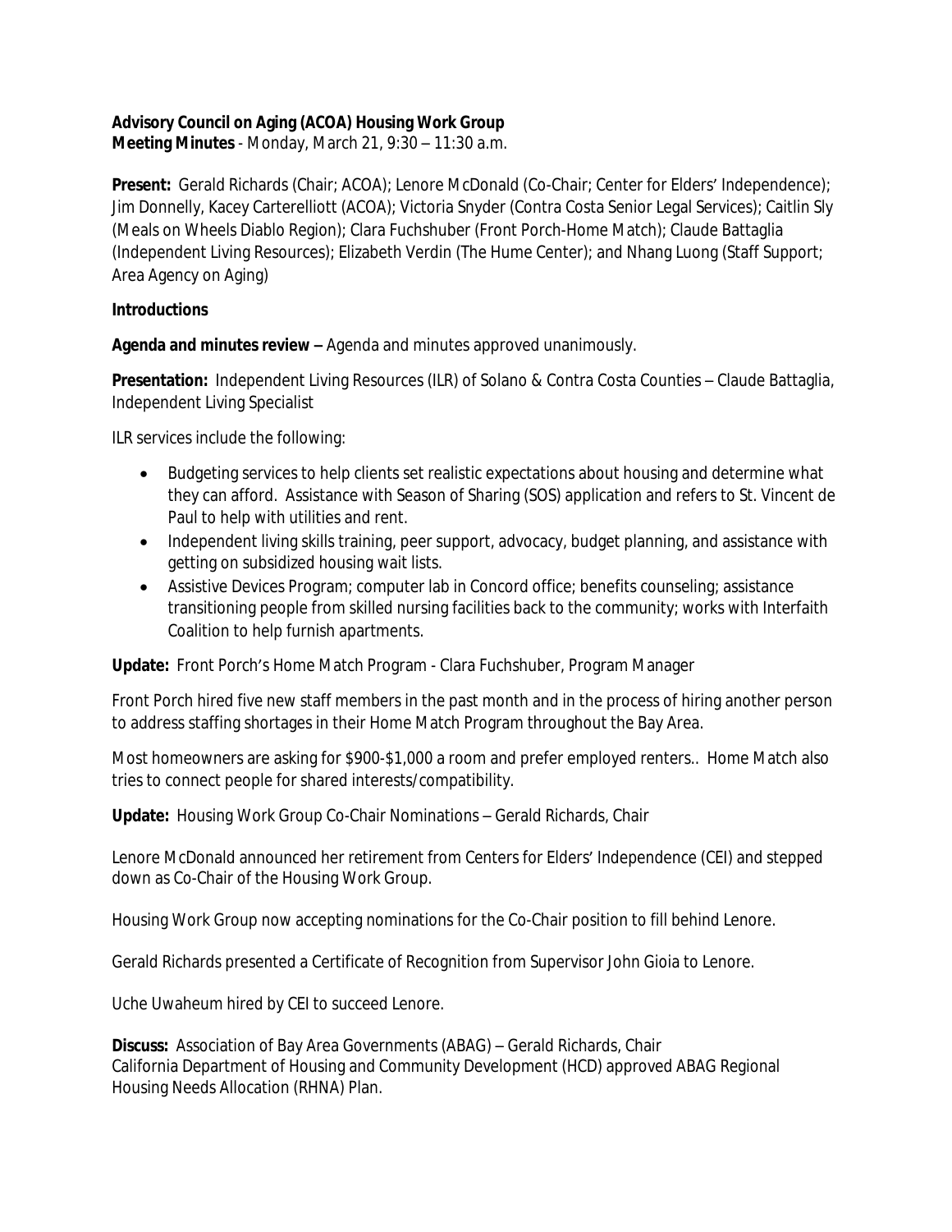**Advisory Council on Aging (ACOA) Housing Work Group**
**Meeting Minutes** - Monday, March 21, 9:30 – 11:30 a.m.

**Present:** Gerald Richards (Chair; ACOA); Lenore McDonald (Co-Chair; Center for Elders' Independence); Jim Donnelly, Kacey Carterelliott (ACOA); Victoria Snyder (Contra Costa Senior Legal Services); Caitlin Sly (Meals on Wheels Diablo Region); Clara Fuchshuber (Front Porch-Home Match); Claude Battaglia (Independent Living Resources); Elizabeth Verdin (The Hume Center); and Nhang Luong (Staff Support; Area Agency on Aging)

**Introductions**

**Agenda and minutes review –** Agenda and minutes approved unanimously.

**Presentation:** Independent Living Resources (ILR) of Solano & Contra Costa Counties – Claude Battaglia, Independent Living Specialist

ILR services include the following:

- Budgeting services to help clients set realistic expectations about housing and determine what they can afford. Assistance with Season of Sharing (SOS) application and refers to St. Vincent de Paul to help with utilities and rent.
- Independent living skills training, peer support, advocacy, budget planning, and assistance with getting on subsidized housing wait lists.
- Assistive Devices Program; computer lab in Concord office; benefits counseling; assistance transitioning people from skilled nursing facilities back to the community; works with Interfaith Coalition to help furnish apartments.

**Update:** Front Porch's Home Match Program - Clara Fuchshuber, Program Manager

Front Porch hired five new staff members in the past month and in the process of hiring another person to address staffing shortages in their Home Match Program throughout the Bay Area.

Most homeowners are asking for $900-$1,000 a room and prefer employed renters.. Home Match also tries to connect people for shared interests/compatibility.

**Update:** Housing Work Group Co-Chair Nominations – Gerald Richards, Chair

Lenore McDonald announced her retirement from Centers for Elders' Independence (CEI) and stepped down as Co-Chair of the Housing Work Group.

Housing Work Group now accepting nominations for the Co-Chair position to fill behind Lenore.

Gerald Richards presented a Certificate of Recognition from Supervisor John Gioia to Lenore.

Uche Uwaheum hired by CEI to succeed Lenore.

**Discuss:** Association of Bay Area Governments (ABAG) – Gerald Richards, Chair
California Department of Housing and Community Development (HCD) approved ABAG Regional Housing Needs Allocation (RHNA) Plan.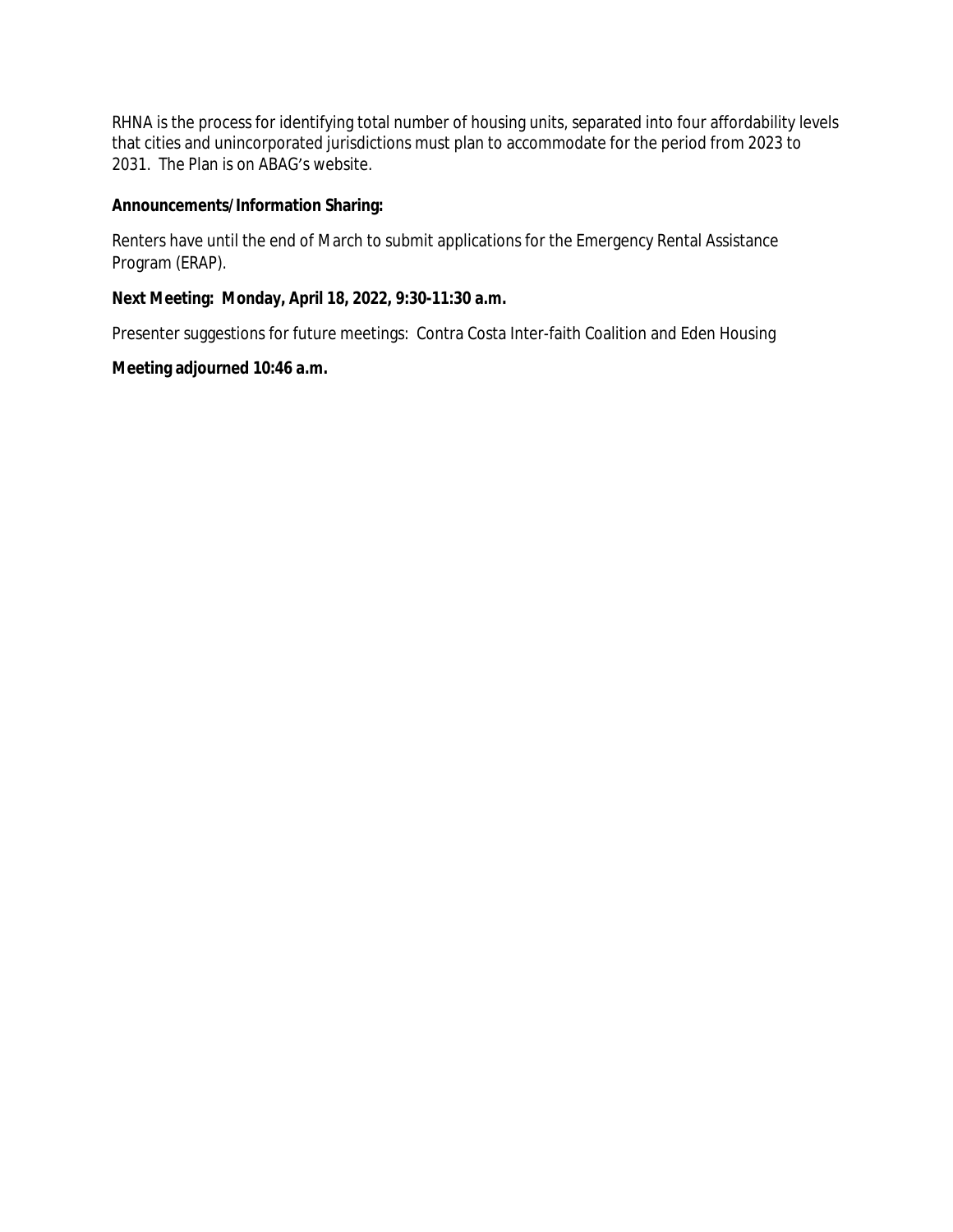RHNA is the process for identifying total number of housing units, separated into four affordability levels that cities and unincorporated jurisdictions must plan to accommodate for the period from 2023 to 2031. The Plan is on ABAG's website.

**Announcements/Information Sharing:**

Renters have until the end of March to submit applications for the Emergency Rental Assistance Program (ERAP).

**Next Meeting: Monday, April 18, 2022, 9:30-11:30 a.m.**

Presenter suggestions for future meetings: Contra Costa Inter-faith Coalition and Eden Housing

**Meeting adjourned 10:46 a.m.**